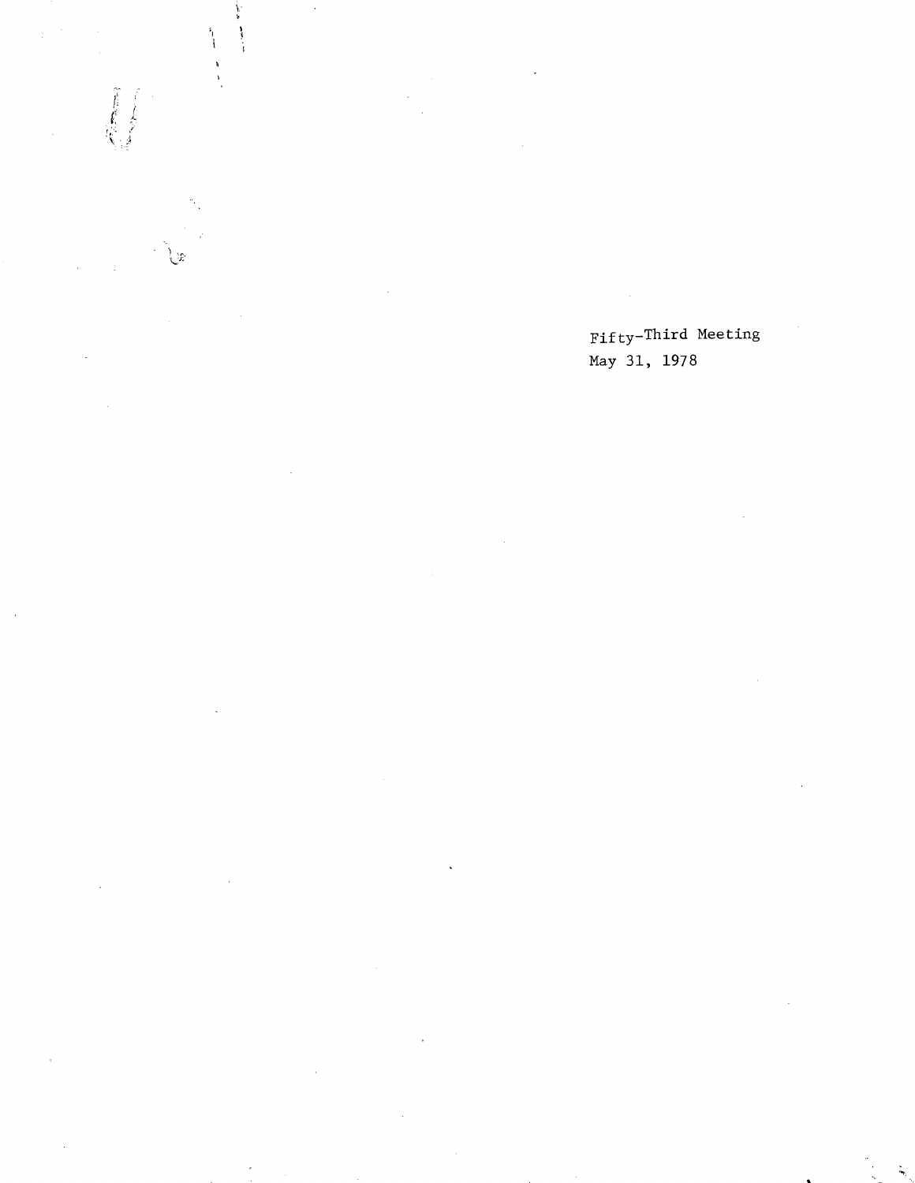Fifty-Third Meeting
May 31, 1978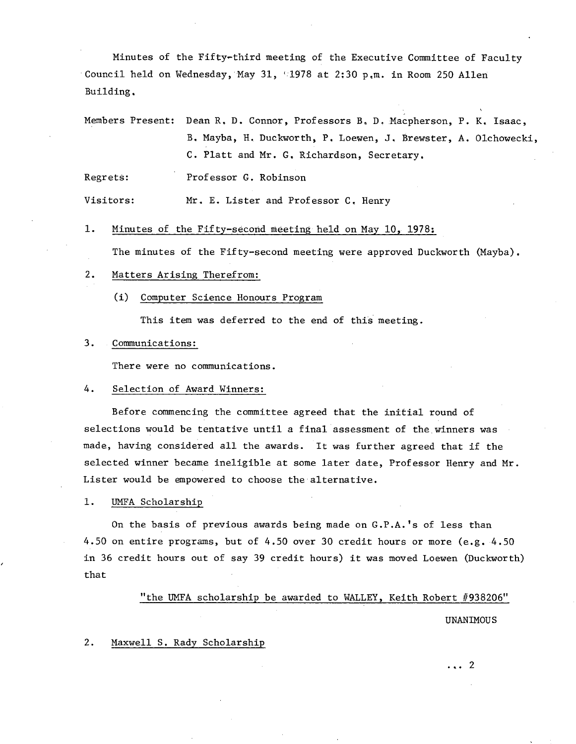Minutes of the Fifty-third meeting of the Executive Committee of Faculty Council held on Wednesday, May 31, 1978 at 2:30 p.m. in Room 250 Allen Building.

Members Present: Dean R. D. Connor, Professors B. D. Macpherson, P. K. Isaac, B. Mayba, H. Duckworth, P. Loewen, J. Brewster, A. Olchowecki, C. Platt and Mr. G. Richardson, Secretary.

Regrets: Professor G. Robinson

Visitors: Mr. E. Lister and Professor C. Henry

1. Minutes of the Fifty-second meeting held on May 10, 1978:

   The minutes of the Fifty-second meeting were approved Duckworth (Mayba).

2. Matters Arising Therefrom:

   (i) Computer Science Honours Program

   This item was deferred to the end of this meeting.

3. Communications:

   There were no communications.

4. Selection of Award Winners:

Before commencing the committee agreed that the initial round of selections would be tentative until a final assessment of the winners was made, having considered all the awards. It was further agreed that if the selected winner became ineligible at some later date, Professor Henry and Mr. Lister would be empowered to choose the alternative.

1. UMFA Scholarship

On the basis of previous awards being made on G.P.A.'s of less than 4.50 on entire programs, but of 4.50 over 30 credit hours or more (e.g. 4.50 in 36 credit hours out of say 39 credit hours) it was moved Loewen (Duckworth) that

"the UMFA scholarship be awarded to WALLEY, Keith Robert #938206"

UNANIMOUS

2. Maxwell S. Rady Scholarship

... 2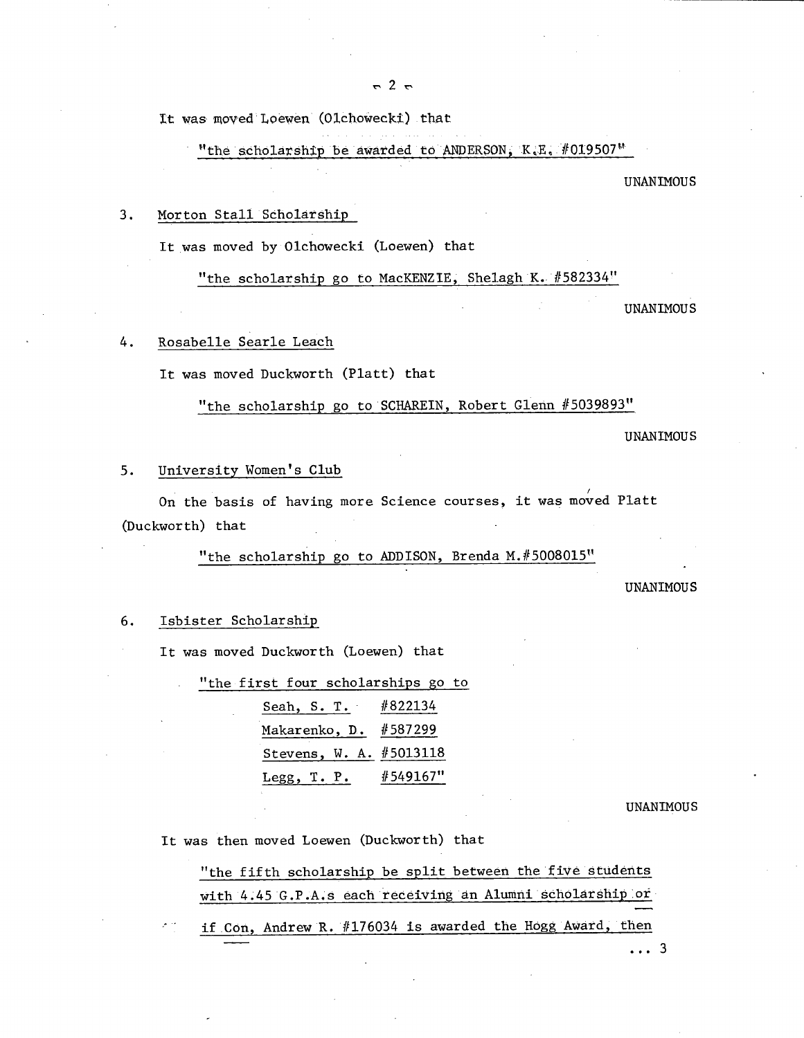It was moved Loewen (Olchowecki) that

"the scholarship be awarded to ANDERSON, K.E. #019507"

UNANIMOUS

3. Morton Stall Scholarship

It was moved by Olchowecki (Loewen) that

"the scholarship go to MacKENZIE, Shelagh K. #582334"

UNANIMOUS

4. Rosabelle Searle Leach

It was moved Duckworth (Platt) that

"the scholarship go to SCHAREIN, Robert Glenn #5039893"

UNANIMOUS

5. University Women's Club

On the basis of having more Science courses, it was moved Platt (Duckworth) that

"the scholarship go to ADDISON, Brenda M.#5008015"

UNANIMOUS

6. Isbister Scholarship

It was moved Duckworth (Loewen) that

"the first four scholarships go to

Seah, S. T. #822134
Makarenko, D. #587299
Stevens, W. A. #5013118
Legg, T. P. #549167"

UNANIMOUS

It was then moved Loewen (Duckworth) that

"the fifth scholarship be split between the five students with 4.45 G.P.A.s each receiving an Alumni scholarship or if Con, Andrew R. #176034 is awarded the Hogg Award, then

... 3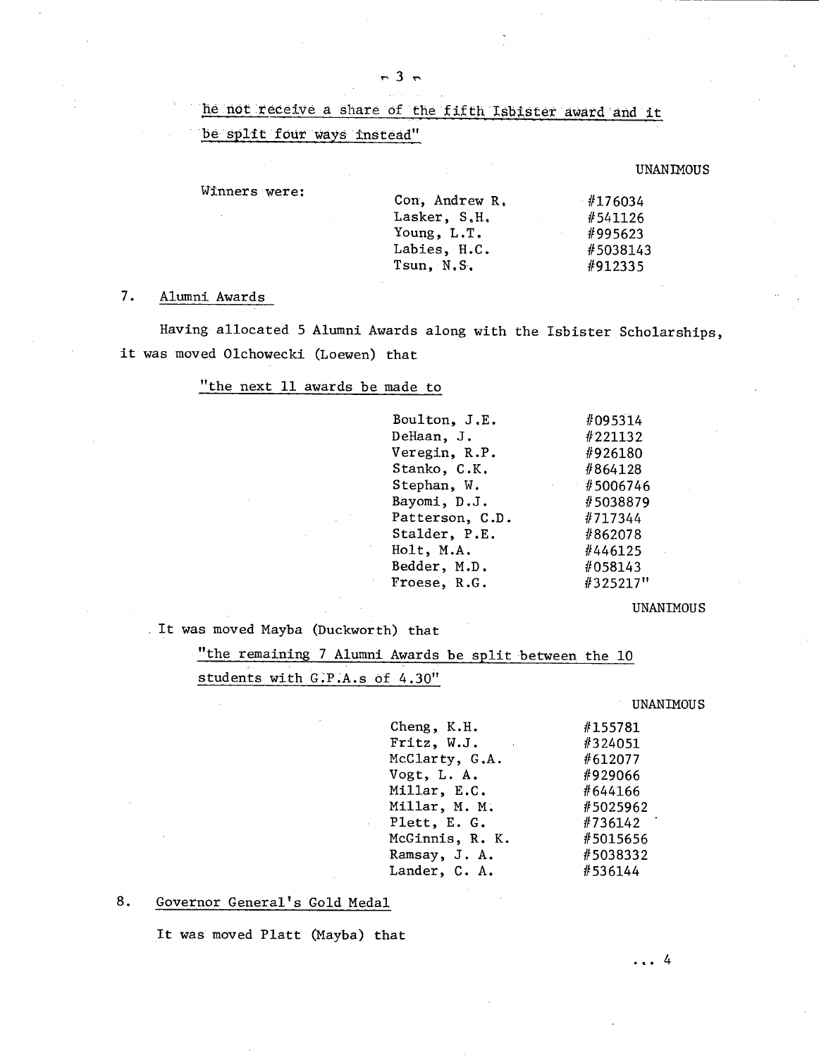he not receive a share of the fifth Isbister award and it be split four ways instead"

UNANIMOUS

Winners were:

| | |
|---|---|
| Con, Andrew R. | #176034 |
| Lasker, S.H. | #541126 |
| Young, L.T. | #995623 |
| Labies, H.C. | #5038143 |
| Tsun, N.S. | #912335 |

7. Alumni Awards

Having allocated 5 Alumni Awards along with the Isbister Scholarships, it was moved Olchowecki (Loewen) that

"the next 11 awards be made to

| | |
|---|---|
| Boulton, J.E. | #095314 |
| DeHaan, J. | #221132 |
| Veregin, R.P. | #926180 |
| Stanko, C.K. | #864128 |
| Stephan, W. | #5006746 |
| Bayomi, D.J. | #5038879 |
| Patterson, C.D. | #717344 |
| Stalder, P.E. | #862078 |
| Holt, M.A. | #446125 |
| Bedder, M.D. | #058143 |
| Froese, R.G. | #325217" |

UNANIMOUS

It was moved Mayba (Duckworth) that

"the remaining 7 Alumni Awards be split between the 10 students with G.P.A.s of 4.30"

UNANIMOUS

| | |
|---|---|
| Cheng, K.H. | #155781 |
| Fritz, W.J. | #324051 |
| McClarty, G.A. | #612077 |
| Vogt, L. A. | #929066 |
| Millar, E.C. | #644166 |
| Millar, M. M. | #5025962 |
| Plett, E. G. | #736142 |
| McGinnis, R. K. | #5015656 |
| Ramsay, J. A. | #5038332 |
| Lander, C. A. | #536144 |

8. Governor General's Gold Medal

It was moved Platt (Mayba) that

... 4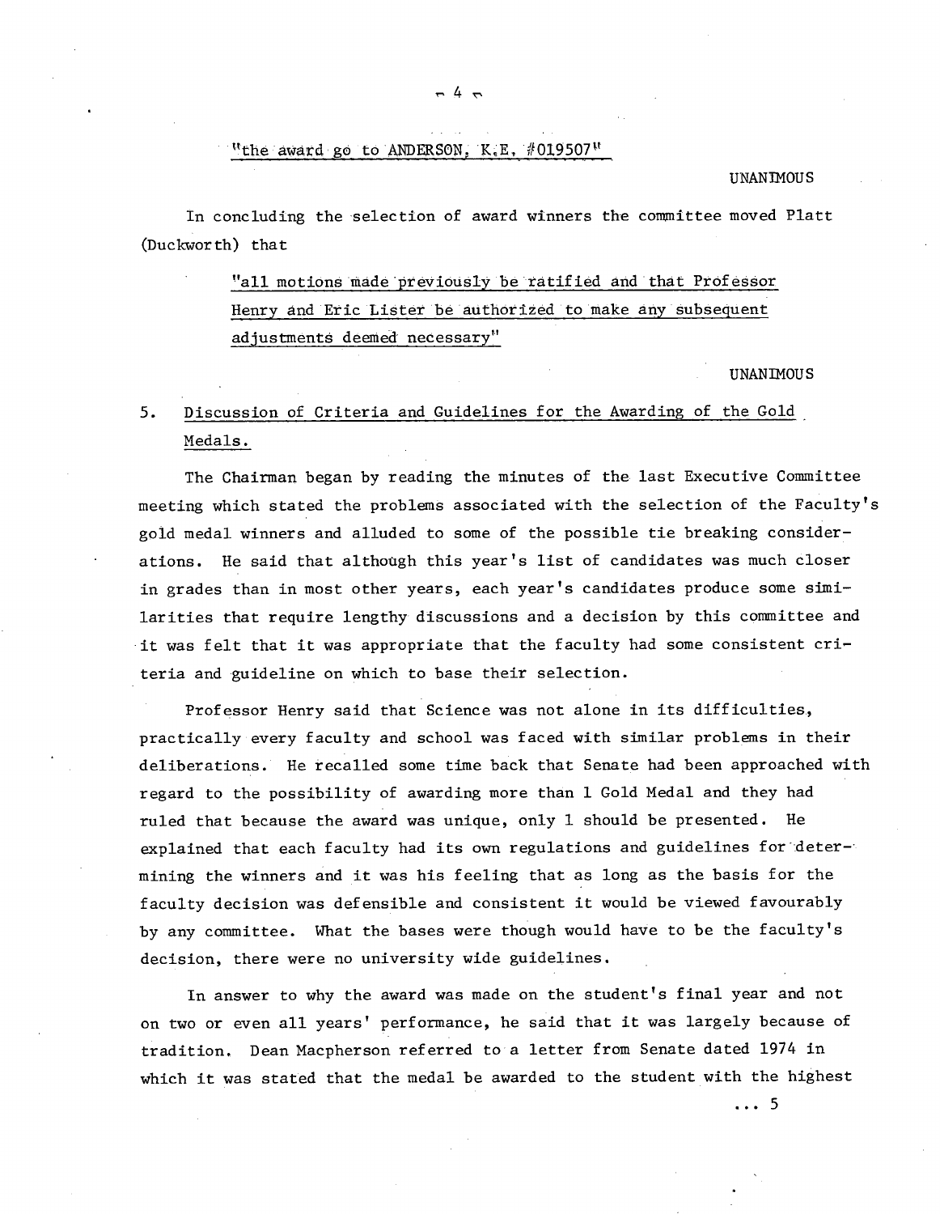"the award go to ANDERSON, K.E, #019507"

UNANIMOUS

In concluding the selection of award winners the committee moved Platt (Duckworth) that

> "all motions made previously be ratified and that Professor Henry and Eric Lister be authorized to make any subsequent adjustments deemed necessary"

UNANIMOUS

5. Discussion of Criteria and Guidelines for the Awarding of the Gold Medals.

The Chairman began by reading the minutes of the last Executive Committee meeting which stated the problems associated with the selection of the Faculty's gold medal winners and alluded to some of the possible tie breaking considerations. He said that although this year's list of candidates was much closer in grades than in most other years, each year's candidates produce some similarities that require lengthy discussions and a decision by this committee and it was felt that it was appropriate that the faculty had some consistent criteria and guideline on which to base their selection.

Professor Henry said that Science was not alone in its difficulties, practically every faculty and school was faced with similar problems in their deliberations. He recalled some time back that Senate had been approached with regard to the possibility of awarding more than 1 Gold Medal and they had ruled that because the award was unique, only 1 should be presented. He explained that each faculty had its own regulations and guidelines for determining the winners and it was his feeling that as long as the basis for the faculty decision was defensible and consistent it would be viewed favourably by any committee. What the bases were though would have to be the faculty's decision, there were no university wide guidelines.

In answer to why the award was made on the student's final year and not on two or even all years' performance, he said that it was largely because of tradition. Dean Macpherson referred to a letter from Senate dated 1974 in which it was stated that the medal be awarded to the student with the highest

... 5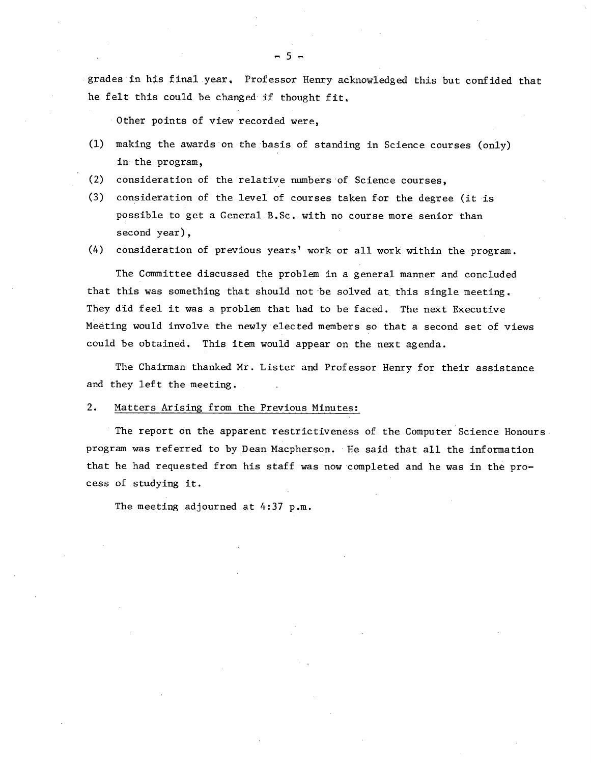grades in his final year. Professor Henry acknowledged this but confided that he felt this could be changed if thought fit.

Other points of view recorded were,

(1) making the awards on the basis of standing in Science courses (only) in the program,

(2) consideration of the relative numbers of Science courses,

(3) consideration of the level of courses taken for the degree (it is possible to get a General B.Sc. with no course more senior than second year),

(4) consideration of previous years' work or all work within the program.

The Committee discussed the problem in a general manner and concluded that this was something that should not be solved at this single meeting. They did feel it was a problem that had to be faced. The next Executive Meeting would involve the newly elected members so that a second set of views could be obtained. This item would appear on the next agenda.

The Chairman thanked Mr. Lister and Professor Henry for their assistance and they left the meeting.

2. Matters Arising from the Previous Minutes:

The report on the apparent restrictiveness of the Computer Science Honours program was referred to by Dean Macpherson. He said that all the information that he had requested from his staff was now completed and he was in the process of studying it.

The meeting adjourned at 4:37 p.m.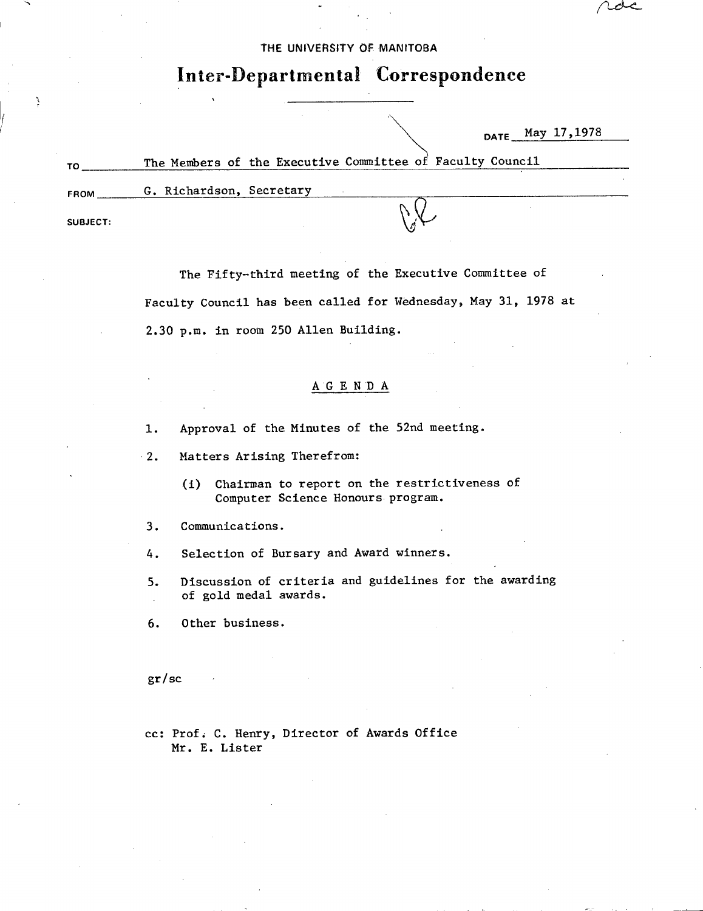THE UNIVERSITY OF MANITOBA

# Inter-Departmental Correspondence

DATE May 17,1978

TO The Members of the Executive Committee of Faculty Council

FROM G. Richardson, Secretary

SUBJECT:

The Fifty-third meeting of the Executive Committee of Faculty Council has been called for Wednesday, May 31, 1978 at 2.30 p.m. in room 250 Allen Building.

## AGENDA

1. Approval of the Minutes of the 52nd meeting.
2. Matters Arising Therefrom:
   
   (i) Chairman to report on the restrictiveness of Computer Science Honours program.
3. Communications.
4. Selection of Bursary and Award winners.
5. Discussion of criteria and guidelines for the awarding of gold medal awards.
6. Other business.

gr/sc

cc: Prof. C. Henry, Director of Awards Office
    Mr. E. Lister